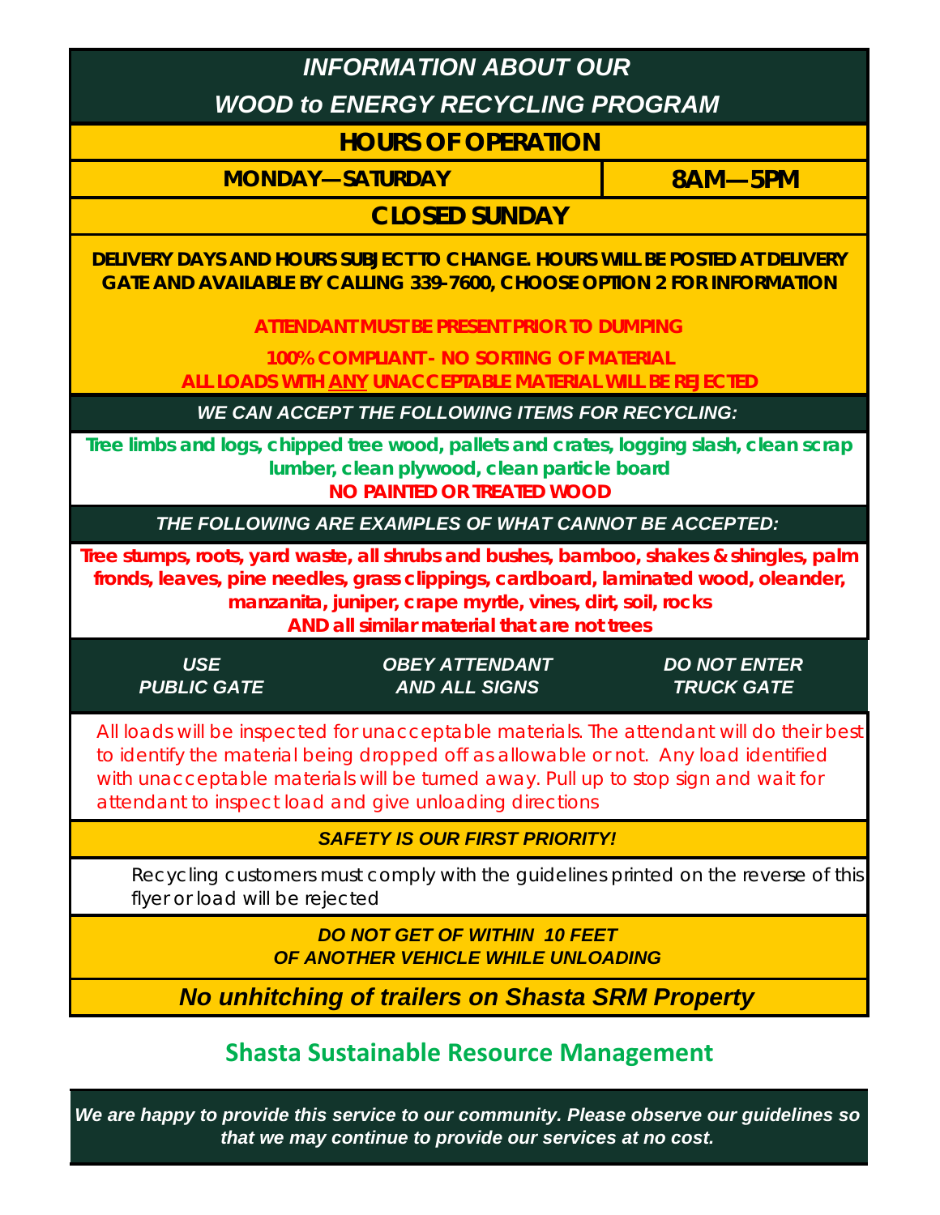# *INFORMATION ABOUT OUR WOOD to ENERGY RECYCLING PROGRAM*

## HOURS OF OPERATION

| | |
|---|---|
| **MONDAY—SATURDAY** | **8AM—5PM** |

**CLOSED SUNDAY**

**DELIVERY DAYS AND HOURS SUBJECT TO CHANGE. HOURS WILL BE POSTED AT DELIVERY GATE AND AVAILABLE BY CALLING 339-7600, CHOOSE OPTION 2 FOR INFORMATION**

**ATTENDANT MUST BE PRESENT PRIOR TO DUMPING**

**100% COMPLIANT - NO SORTING OF MATERIAL**
**ALL LOADS WITH ANY UNACCEPTABLE MATERIAL WILL BE REJECTED**

***WE CAN ACCEPT THE FOLLOWING ITEMS FOR RECYCLING:***

**Tree limbs and logs, chipped tree wood, pallets and crates, logging slash, clean scrap lumber, clean plywood, clean particle board**
**NO PAINTED OR TREATED WOOD**

***THE FOLLOWING ARE EXAMPLES OF WHAT CANNOT BE ACCEPTED:***

**Tree stumps, roots, yard waste, all shrubs and bushes, bamboo, shakes & shingles, palm fronds, leaves, pine needles, grass clippings, cardboard, laminated wood, oleander, manzanita, juniper, crape myrtle, vines, dirt, soil, rocks**
**AND all similar material that are not trees**

| | | |
|---|---|---|
| ***USE PUBLIC GATE*** | ***OBEY ATTENDANT AND ALL SIGNS*** | ***DO NOT ENTER TRUCK GATE*** |

All loads will be inspected for unacceptable materials. The attendant will do their best to identify the material being dropped off as allowable or not. Any load identified with unacceptable materials will be turned away. Pull up to stop sign and wait for attendant to inspect load and give unloading directions

***SAFETY IS OUR FIRST PRIORITY!***

Recycling customers must comply with the guidelines printed on the reverse of this flyer or load will be rejected

***DO NOT GET OF WITHIN 10 FEET OF ANOTHER VEHICLE WHILE UNLOADING***

***No unhitching of trailers on Shasta SRM Property***

## Shasta Sustainable Resource Management

***We are happy to provide this service to our community. Please observe our guidelines so that we may continue to provide our services at no cost.***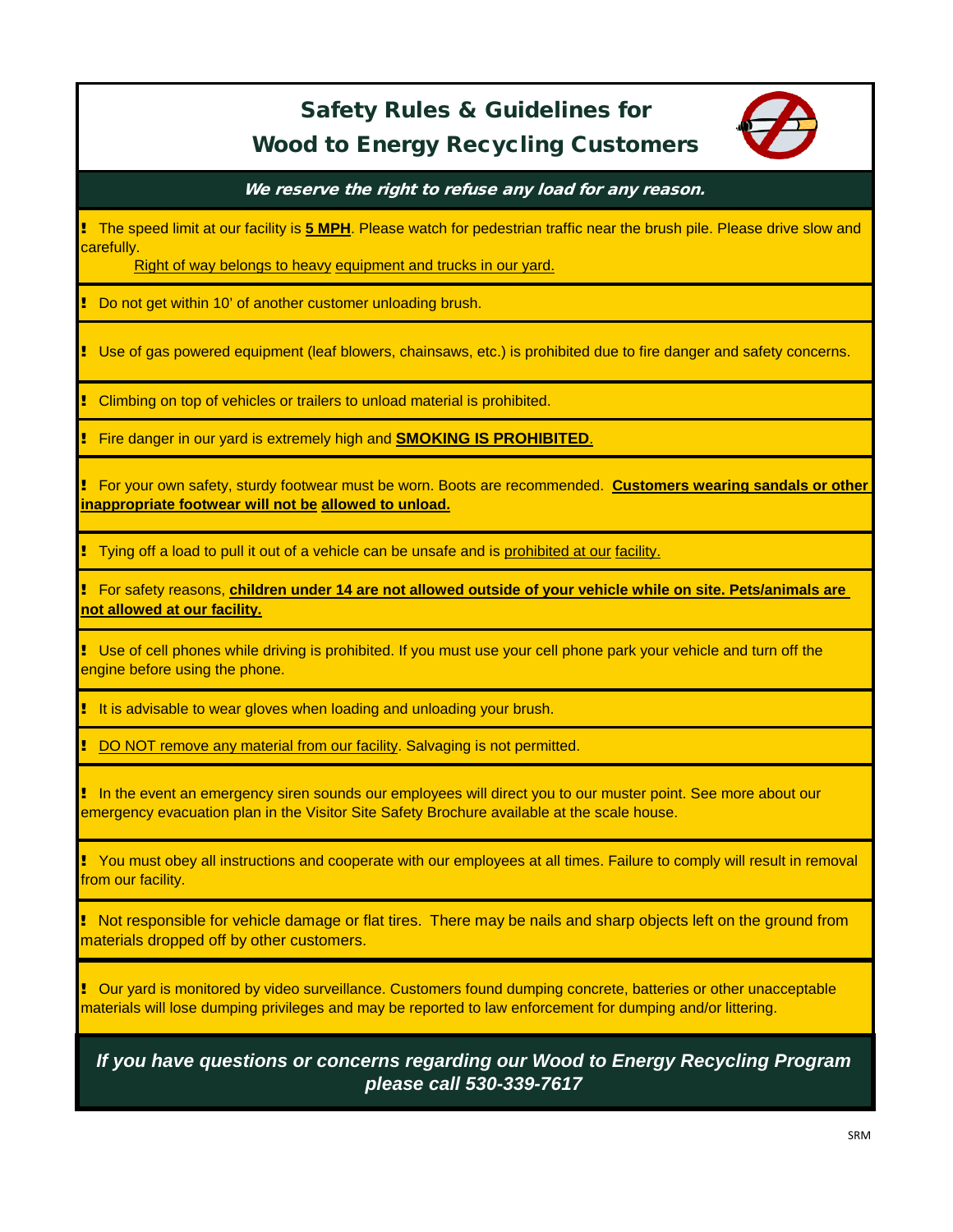# Safety Rules & Guidelines for Wood to Energy Recycling Customers

***We reserve the right to refuse any load for any reason.***

- The speed limit at our facility is **5 MPH**. Please watch for pedestrian traffic near the brush pile. Please drive slow and carefully.
  Right of way belongs to heavy equipment and trucks in our yard.
- Do not get within 10' of another customer unloading brush.
- Use of gas powered equipment (leaf blowers, chainsaws, etc.) is prohibited due to fire danger and safety concerns.
- Climbing on top of vehicles or trailers to unload material is prohibited.
- Fire danger in our yard is extremely high and **SMOKING IS PROHIBITED**.
- For your own safety, sturdy footwear must be worn. Boots are recommended. **Customers wearing sandals or other inappropriate footwear will not be allowed to unload.**
- Tying off a load to pull it out of a vehicle can be unsafe and is prohibited at our facility.
- For safety reasons, **children under 14 are not allowed outside of your vehicle while on site. Pets/animals are not allowed at our facility.**
- Use of cell phones while driving is prohibited. If you must use your cell phone park your vehicle and turn off the engine before using the phone.
- It is advisable to wear gloves when loading and unloading your brush.
- DO NOT remove any material from our facility. Salvaging is not permitted.
- In the event an emergency siren sounds our employees will direct you to our muster point. See more about our emergency evacuation plan in the Visitor Site Safety Brochure available at the scale house.
- You must obey all instructions and cooperate with our employees at all times. Failure to comply will result in removal from our facility.
- Not responsible for vehicle damage or flat tires. There may be nails and sharp objects left on the ground from materials dropped off by other customers.
- Our yard is monitored by video surveillance. Customers found dumping concrete, batteries or other unacceptable materials will lose dumping privileges and may be reported to law enforcement for dumping and/or littering.

***If you have questions or concerns regarding our Wood to Energy Recycling Program please call 530-339-7617***

SRM